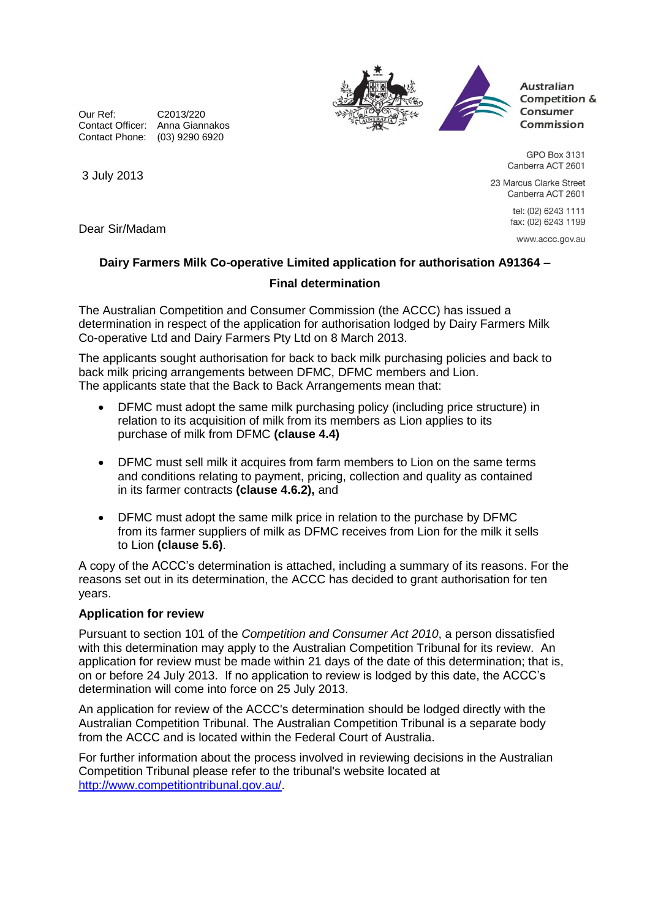Our Ref: C2013/220
Contact Officer: Anna Giannakos
Contact Phone: (03) 9290 6920

Australian Competition & Consumer Commission

GPO Box 3131
Canberra ACT 2601

23 Marcus Clarke Street
Canberra ACT 2601

tel: (02) 6243 1111
fax: (02) 6243 1199

www.accc.gov.au

3 July 2013

Dear Sir/Madam

**Dairy Farmers Milk Co-operative Limited application for authorisation A91364 – Final determination**

The Australian Competition and Consumer Commission (the ACCC) has issued a determination in respect of the application for authorisation lodged by Dairy Farmers Milk Co-operative Ltd and Dairy Farmers Pty Ltd on 8 March 2013.

The applicants sought authorisation for back to back milk purchasing policies and back to back milk pricing arrangements between DFMC, DFMC members and Lion. The applicants state that the Back to Back Arrangements mean that:

- DFMC must adopt the same milk purchasing policy (including price structure) in relation to its acquisition of milk from its members as Lion applies to its purchase of milk from DFMC **(clause 4.4)**
- DFMC must sell milk it acquires from farm members to Lion on the same terms and conditions relating to payment, pricing, collection and quality as contained in its farmer contracts **(clause 4.6.2),** and
- DFMC must adopt the same milk price in relation to the purchase by DFMC from its farmer suppliers of milk as DFMC receives from Lion for the milk it sells to Lion **(clause 5.6)**.

A copy of the ACCC's determination is attached, including a summary of its reasons. For the reasons set out in its determination, the ACCC has decided to grant authorisation for ten years.

**Application for review**

Pursuant to section 101 of the *Competition and Consumer Act 2010*, a person dissatisfied with this determination may apply to the Australian Competition Tribunal for its review. An application for review must be made within 21 days of the date of this determination; that is, on or before 24 July 2013. If no application to review is lodged by this date, the ACCC's determination will come into force on 25 July 2013.

An application for review of the ACCC's determination should be lodged directly with the Australian Competition Tribunal. The Australian Competition Tribunal is a separate body from the ACCC and is located within the Federal Court of Australia.

For further information about the process involved in reviewing decisions in the Australian Competition Tribunal please refer to the tribunal's website located at http://www.competitiontribunal.gov.au/.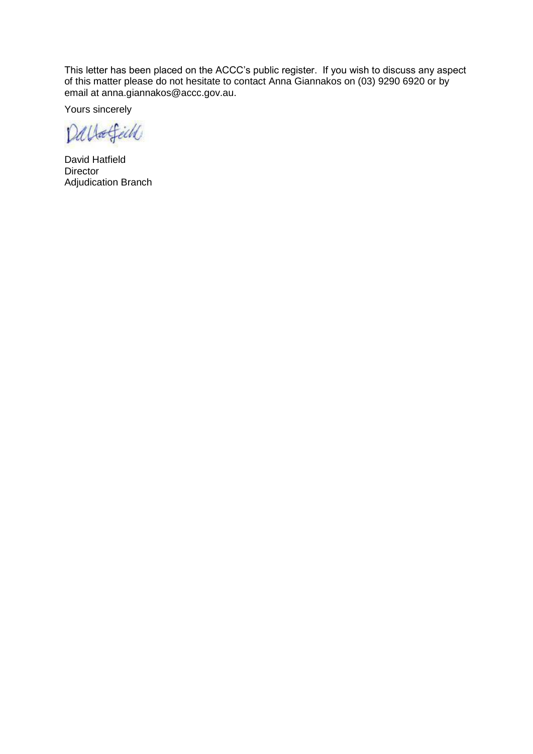This letter has been placed on the ACCC's public register. If you wish to discuss any aspect of this matter please do not hesitate to contact Anna Giannakos on (03) 9290 6920 or by email at anna.giannakos@accc.gov.au.

Yours sincerely

David Hatfield
Director
Adjudication Branch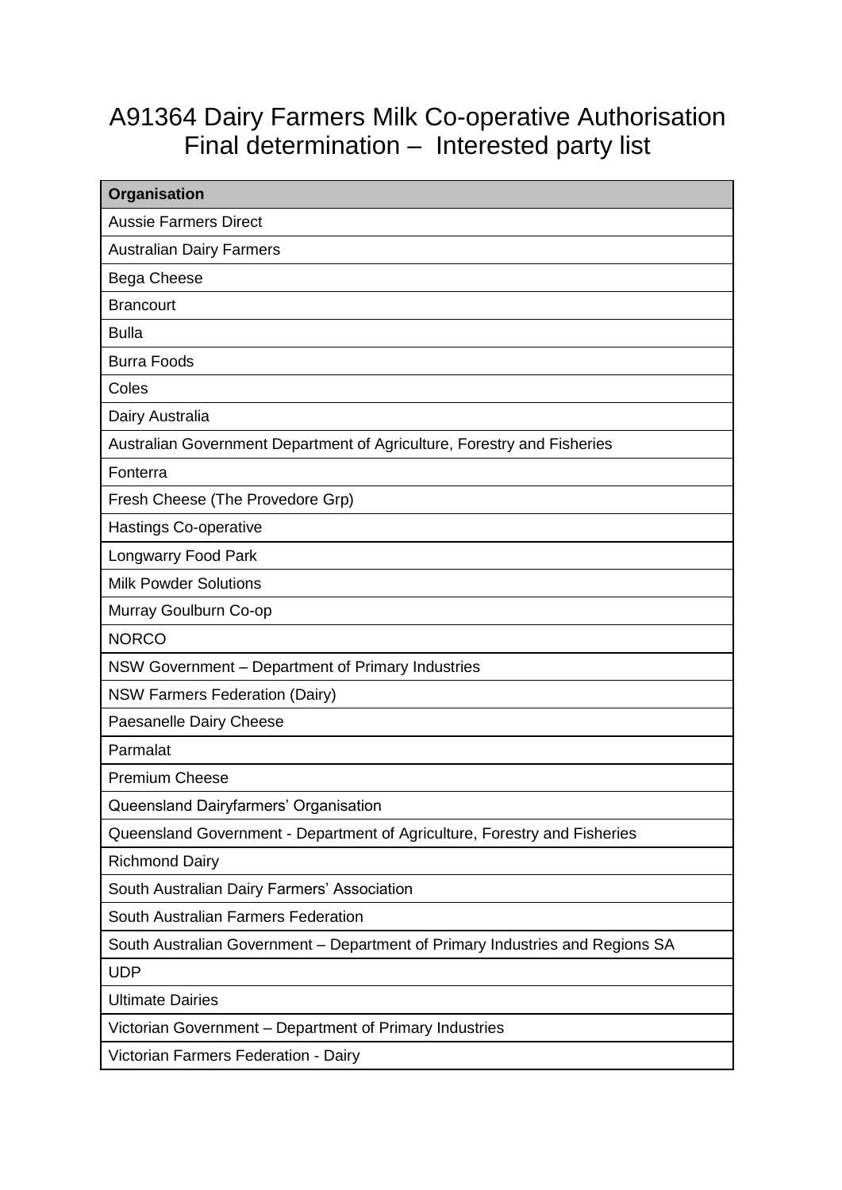# A91364 Dairy Farmers Milk Co-operative Authorisation Final determination – Interested party list

| Organisation |
|---|
| Aussie Farmers Direct |
| Australian Dairy Farmers |
| Bega Cheese |
| Brancourt |
| Bulla |
| Burra Foods |
| Coles |
| Dairy Australia |
| Australian Government Department of Agriculture, Forestry and Fisheries |
| Fonterra |
| Fresh Cheese (The Provedore Grp) |
| Hastings Co-operative |
| Longwarry Food Park |
| Milk Powder Solutions |
| Murray Goulburn Co-op |
| NORCO |
| NSW Government – Department of Primary Industries |
| NSW Farmers Federation (Dairy) |
| Paesanelle Dairy Cheese |
| Parmalat |
| Premium Cheese |
| Queensland Dairyfarmers' Organisation |
| Queensland Government - Department of Agriculture, Forestry and Fisheries |
| Richmond Dairy |
| South Australian Dairy Farmers' Association |
| South Australian Farmers Federation |
| South Australian Government – Department of Primary Industries and Regions SA |
| UDP |
| Ultimate Dairies |
| Victorian Government – Department of Primary Industries |
| Victorian Farmers Federation - Dairy |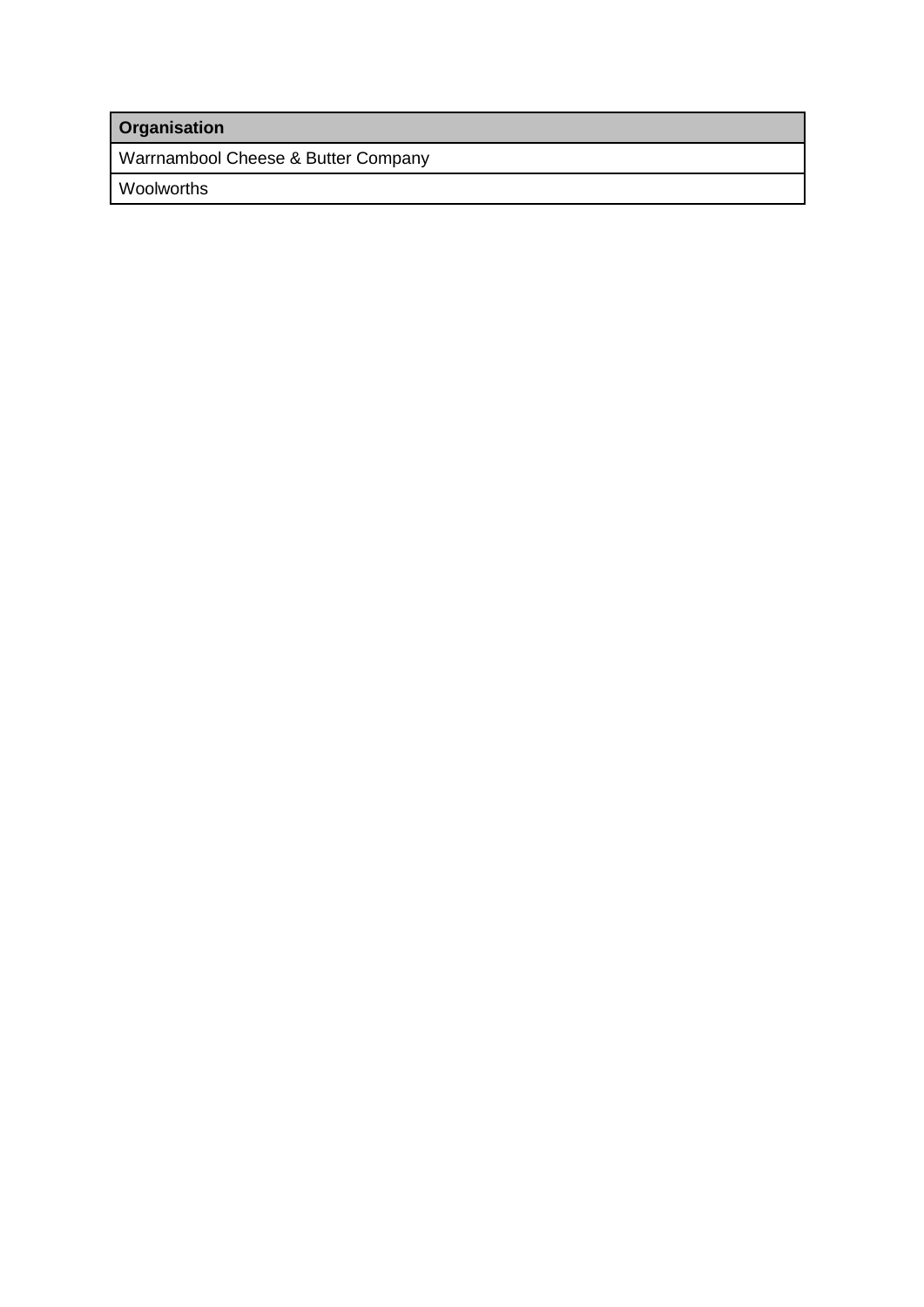| Organisation |
| --- |
| Warrnambool Cheese & Butter Company |
| Woolworths |